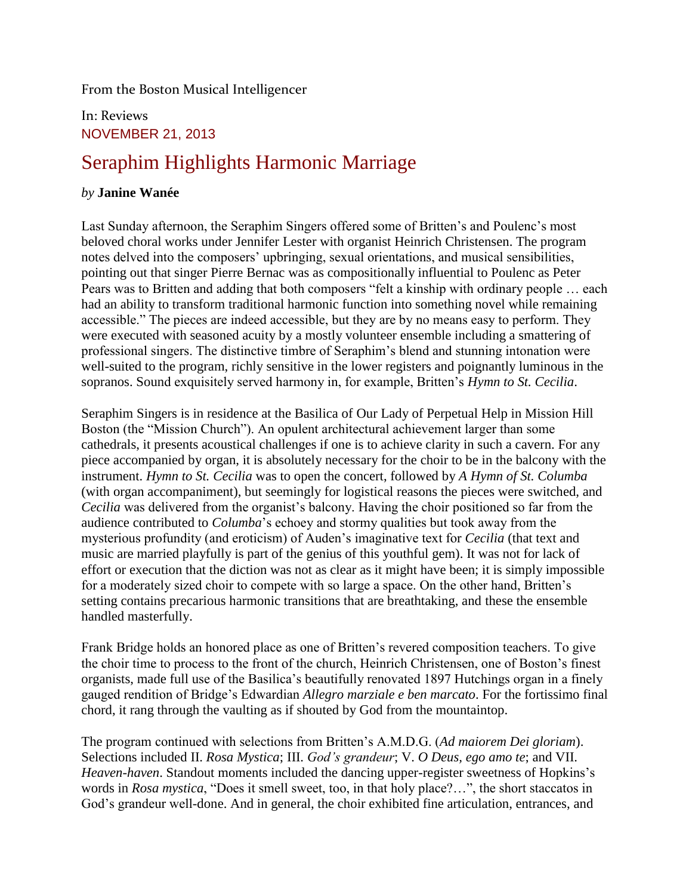From the Boston Musical Intelligencer

In: Reviews
NOVEMBER 21, 2013

# Seraphim Highlights Harmonic Marriage

*by* **Janine Wanée**

Last Sunday afternoon, the Seraphim Singers offered some of Britten's and Poulenc's most beloved choral works under Jennifer Lester with organist Heinrich Christensen. The program notes delved into the composers' upbringing, sexual orientations, and musical sensibilities, pointing out that singer Pierre Bernac was as compositionally influential to Poulenc as Peter Pears was to Britten and adding that both composers "felt a kinship with ordinary people … each had an ability to transform traditional harmonic function into something novel while remaining accessible." The pieces are indeed accessible, but they are by no means easy to perform. They were executed with seasoned acuity by a mostly volunteer ensemble including a smattering of professional singers. The distinctive timbre of Seraphim's blend and stunning intonation were well-suited to the program, richly sensitive in the lower registers and poignantly luminous in the sopranos. Sound exquisitely served harmony in, for example, Britten's *Hymn to St. Cecilia*.

Seraphim Singers is in residence at the Basilica of Our Lady of Perpetual Help in Mission Hill Boston (the "Mission Church"). An opulent architectural achievement larger than some cathedrals, it presents acoustical challenges if one is to achieve clarity in such a cavern. For any piece accompanied by organ, it is absolutely necessary for the choir to be in the balcony with the instrument. *Hymn to St. Cecilia* was to open the concert, followed by *A Hymn of St. Columba* (with organ accompaniment), but seemingly for logistical reasons the pieces were switched, and *Cecilia* was delivered from the organist's balcony. Having the choir positioned so far from the audience contributed to *Columba*'s echoey and stormy qualities but took away from the mysterious profundity (and eroticism) of Auden's imaginative text for *Cecilia* (that text and music are married playfully is part of the genius of this youthful gem). It was not for lack of effort or execution that the diction was not as clear as it might have been; it is simply impossible for a moderately sized choir to compete with so large a space. On the other hand, Britten's setting contains precarious harmonic transitions that are breathtaking, and these the ensemble handled masterfully.

Frank Bridge holds an honored place as one of Britten's revered composition teachers. To give the choir time to process to the front of the church, Heinrich Christensen, one of Boston's finest organists, made full use of the Basilica's beautifully renovated 1897 Hutchings organ in a finely gauged rendition of Bridge's Edwardian *Allegro marziale e ben marcato*. For the fortissimo final chord, it rang through the vaulting as if shouted by God from the mountaintop.

The program continued with selections from Britten's A.M.D.G. (*Ad maiorem Dei gloriam*). Selections included II. *Rosa Mystica*; III. *God's grandeur*; V. *O Deus, ego amo te*; and VII. *Heaven-haven*. Standout moments included the dancing upper-register sweetness of Hopkins's words in *Rosa mystica*, "Does it smell sweet, too, in that holy place?…", the short staccatos in God's grandeur well-done. And in general, the choir exhibited fine articulation, entrances, and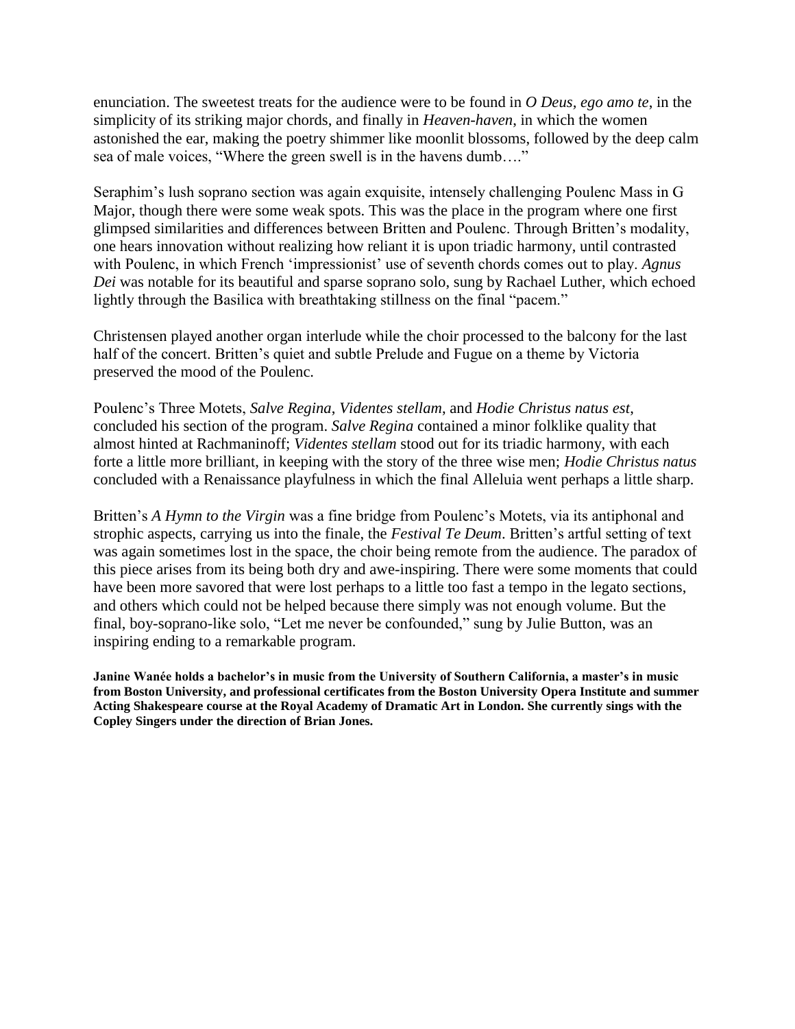enunciation. The sweetest treats for the audience were to be found in *O Deus, ego amo te*, in the simplicity of its striking major chords, and finally in *Heaven-haven,* in which the women astonished the ear, making the poetry shimmer like moonlit blossoms, followed by the deep calm sea of male voices, "Where the green swell is in the havens dumb…."

Seraphim's lush soprano section was again exquisite, intensely challenging Poulenc Mass in G Major, though there were some weak spots. This was the place in the program where one first glimpsed similarities and differences between Britten and Poulenc. Through Britten's modality, one hears innovation without realizing how reliant it is upon triadic harmony, until contrasted with Poulenc, in which French 'impressionist' use of seventh chords comes out to play. *Agnus Dei* was notable for its beautiful and sparse soprano solo, sung by Rachael Luther, which echoed lightly through the Basilica with breathtaking stillness on the final "pacem."

Christensen played another organ interlude while the choir processed to the balcony for the last half of the concert. Britten's quiet and subtle Prelude and Fugue on a theme by Victoria preserved the mood of the Poulenc.

Poulenc's Three Motets, *Salve Regina*, *Videntes stellam*, and *Hodie Christus natus est*, concluded his section of the program. *Salve Regina* contained a minor folklike quality that almost hinted at Rachmaninoff; *Videntes stellam* stood out for its triadic harmony, with each forte a little more brilliant, in keeping with the story of the three wise men; *Hodie Christus natus* concluded with a Renaissance playfulness in which the final Alleluia went perhaps a little sharp.

Britten's *A Hymn to the Virgin* was a fine bridge from Poulenc's Motets, via its antiphonal and strophic aspects, carrying us into the finale, the *Festival Te Deum*. Britten's artful setting of text was again sometimes lost in the space, the choir being remote from the audience. The paradox of this piece arises from its being both dry and awe-inspiring. There were some moments that could have been more savored that were lost perhaps to a little too fast a tempo in the legato sections, and others which could not be helped because there simply was not enough volume. But the final, boy-soprano-like solo, "Let me never be confounded," sung by Julie Button, was an inspiring ending to a remarkable program.

**Janine Wanée holds a bachelor's in music from the University of Southern California, a master's in music from Boston University, and professional certificates from the Boston University Opera Institute and summer Acting Shakespeare course at the Royal Academy of Dramatic Art in London. She currently sings with the Copley Singers under the direction of Brian Jones.**